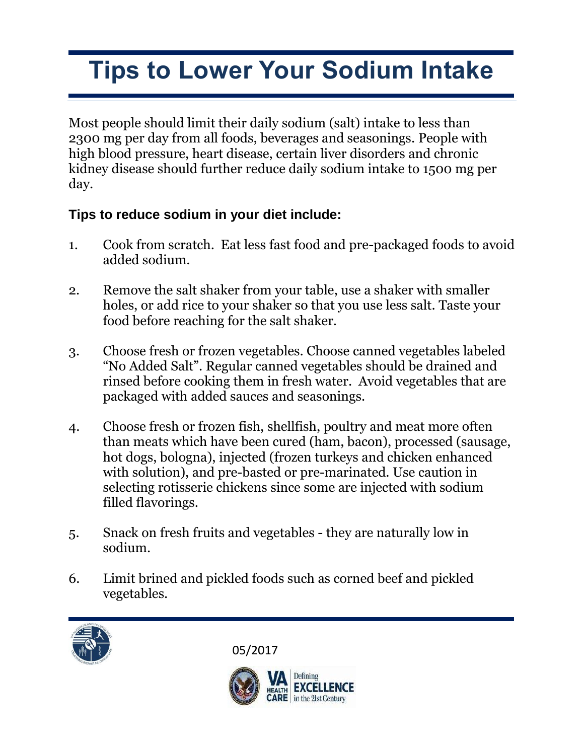# Tips to Lower Your Sodium Intake

Most people should limit their daily sodium (salt) intake to less than 2300 mg per day from all foods, beverages and seasonings. People with high blood pressure, heart disease, certain liver disorders and chronic kidney disease should further reduce daily sodium intake to 1500 mg per day.

**Tips to reduce sodium in your diet include:**

1. Cook from scratch. Eat less fast food and pre-packaged foods to avoid added sodium.

2. Remove the salt shaker from your table, use a shaker with smaller holes, or add rice to your shaker so that you use less salt. Taste your food before reaching for the salt shaker.

3. Choose fresh or frozen vegetables. Choose canned vegetables labeled "No Added Salt". Regular canned vegetables should be drained and rinsed before cooking them in fresh water. Avoid vegetables that are packaged with added sauces and seasonings.

4. Choose fresh or frozen fish, shellfish, poultry and meat more often than meats which have been cured (ham, bacon), processed (sausage, hot dogs, bologna), injected (frozen turkeys and chicken enhanced with solution), and pre-basted or pre-marinated. Use caution in selecting rotisserie chickens since some are injected with sodium filled flavorings.

5. Snack on fresh fruits and vegetables - they are naturally low in sodium.

6. Limit brined and pickled foods such as corned beef and pickled vegetables.

05/2017

VA HEALTH CARE | Defining EXCELLENCE in the 21st Century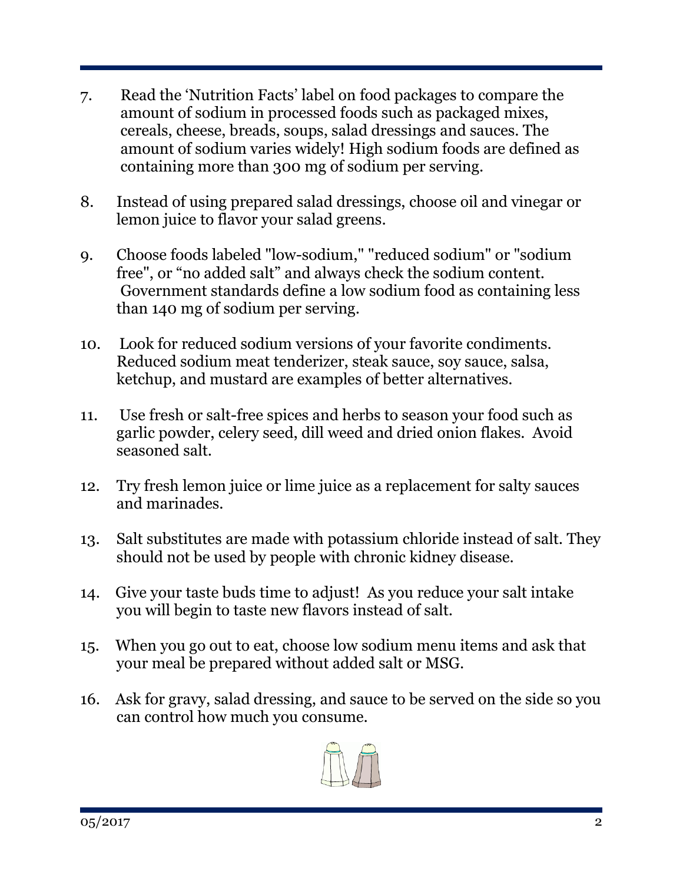7. Read the 'Nutrition Facts' label on food packages to compare the amount of sodium in processed foods such as packaged mixes, cereals, cheese, breads, soups, salad dressings and sauces. The amount of sodium varies widely! High sodium foods are defined as containing more than 300 mg of sodium per serving.

8. Instead of using prepared salad dressings, choose oil and vinegar or lemon juice to flavor your salad greens.

9. Choose foods labeled "low-sodium," "reduced sodium" or "sodium free", or "no added salt" and always check the sodium content. Government standards define a low sodium food as containing less than 140 mg of sodium per serving.

10. Look for reduced sodium versions of your favorite condiments. Reduced sodium meat tenderizer, steak sauce, soy sauce, salsa, ketchup, and mustard are examples of better alternatives.

11. Use fresh or salt-free spices and herbs to season your food such as garlic powder, celery seed, dill weed and dried onion flakes. Avoid seasoned salt.

12. Try fresh lemon juice or lime juice as a replacement for salty sauces and marinades.

13. Salt substitutes are made with potassium chloride instead of salt. They should not be used by people with chronic kidney disease.

14. Give your taste buds time to adjust! As you reduce your salt intake you will begin to taste new flavors instead of salt.

15. When you go out to eat, choose low sodium menu items and ask that your meal be prepared without added salt or MSG.

16. Ask for gravy, salad dressing, and sauce to be served on the side so you can control how much you consume.

05/2017